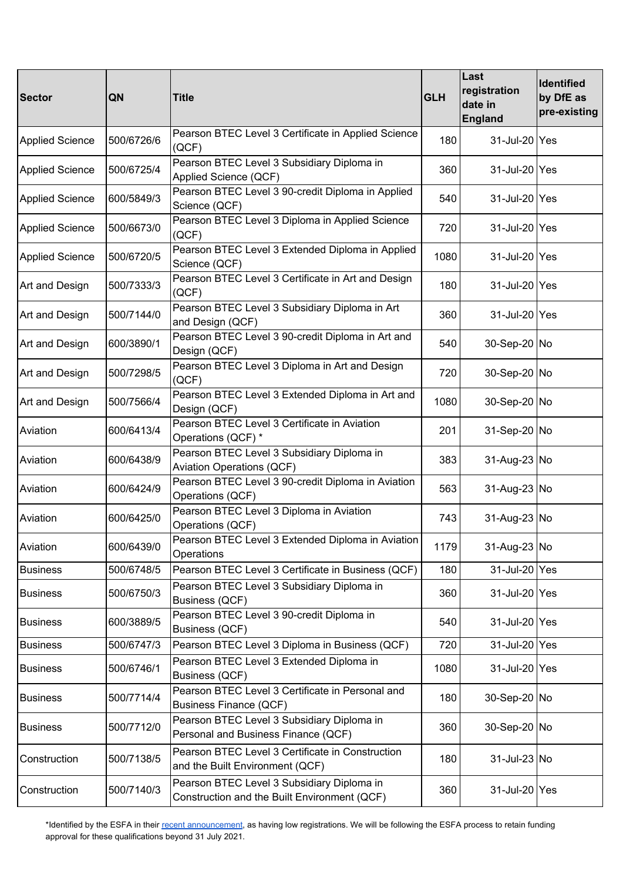| Sector | QN | Title | GLH | Last registration date in England | Identified by DfE as pre-existing |
|---|---|---|---|---|---|
| Applied Science | 500/6726/6 | Pearson BTEC Level 3 Certificate in Applied Science (QCF) | 180 | 31-Jul-20 | Yes |
| Applied Science | 500/6725/4 | Pearson BTEC Level 3 Subsidiary Diploma in Applied Science (QCF) | 360 | 31-Jul-20 | Yes |
| Applied Science | 600/5849/3 | Pearson BTEC Level 3 90-credit Diploma in Applied Science (QCF) | 540 | 31-Jul-20 | Yes |
| Applied Science | 500/6673/0 | Pearson BTEC Level 3 Diploma in Applied Science (QCF) | 720 | 31-Jul-20 | Yes |
| Applied Science | 500/6720/5 | Pearson BTEC Level 3 Extended Diploma in Applied Science (QCF) | 1080 | 31-Jul-20 | Yes |
| Art and Design | 500/7333/3 | Pearson BTEC Level 3 Certificate in Art and Design (QCF) | 180 | 31-Jul-20 | Yes |
| Art and Design | 500/7144/0 | Pearson BTEC Level 3 Subsidiary Diploma in Art and Design (QCF) | 360 | 31-Jul-20 | Yes |
| Art and Design | 600/3890/1 | Pearson BTEC Level 3 90-credit Diploma in Art and Design (QCF) | 540 | 30-Sep-20 | No |
| Art and Design | 500/7298/5 | Pearson BTEC Level 3 Diploma in Art and Design (QCF) | 720 | 30-Sep-20 | No |
| Art and Design | 500/7566/4 | Pearson BTEC Level 3 Extended Diploma in Art and Design (QCF) | 1080 | 30-Sep-20 | No |
| Aviation | 600/6413/4 | Pearson BTEC Level 3 Certificate in Aviation Operations (QCF) * | 201 | 31-Sep-20 | No |
| Aviation | 600/6438/9 | Pearson BTEC Level 3 Subsidiary Diploma in Aviation Operations (QCF) | 383 | 31-Aug-23 | No |
| Aviation | 600/6424/9 | Pearson BTEC Level 3 90-credit Diploma in Aviation Operations (QCF) | 563 | 31-Aug-23 | No |
| Aviation | 600/6425/0 | Pearson BTEC Level 3 Diploma in Aviation Operations (QCF) | 743 | 31-Aug-23 | No |
| Aviation | 600/6439/0 | Pearson BTEC Level 3 Extended Diploma in Aviation Operations | 1179 | 31-Aug-23 | No |
| Business | 500/6748/5 | Pearson BTEC Level 3 Certificate in Business (QCF) | 180 | 31-Jul-20 | Yes |
| Business | 500/6750/3 | Pearson BTEC Level 3 Subsidiary Diploma in Business (QCF) | 360 | 31-Jul-20 | Yes |
| Business | 600/3889/5 | Pearson BTEC Level 3 90-credit Diploma in Business (QCF) | 540 | 31-Jul-20 | Yes |
| Business | 500/6747/3 | Pearson BTEC Level 3 Diploma in Business (QCF) | 720 | 31-Jul-20 | Yes |
| Business | 500/6746/1 | Pearson BTEC Level 3 Extended Diploma in Business (QCF) | 1080 | 31-Jul-20 | Yes |
| Business | 500/7714/4 | Pearson BTEC Level 3 Certificate in Personal and Business Finance (QCF) | 180 | 30-Sep-20 | No |
| Business | 500/7712/0 | Pearson BTEC Level 3 Subsidiary Diploma in Personal and Business Finance (QCF) | 360 | 30-Sep-20 | No |
| Construction | 500/7138/5 | Pearson BTEC Level 3 Certificate in Construction and the Built Environment (QCF) | 180 | 31-Jul-23 | No |
| Construction | 500/7140/3 | Pearson BTEC Level 3 Subsidiary Diploma in Construction and the Built Environment (QCF) | 360 | 31-Jul-20 | Yes |

*Identified by the ESFA in their [recent announcement](), as having low registrations. We will be following the ESFA process to retain funding approval for these qualifications beyond 31 July 2021.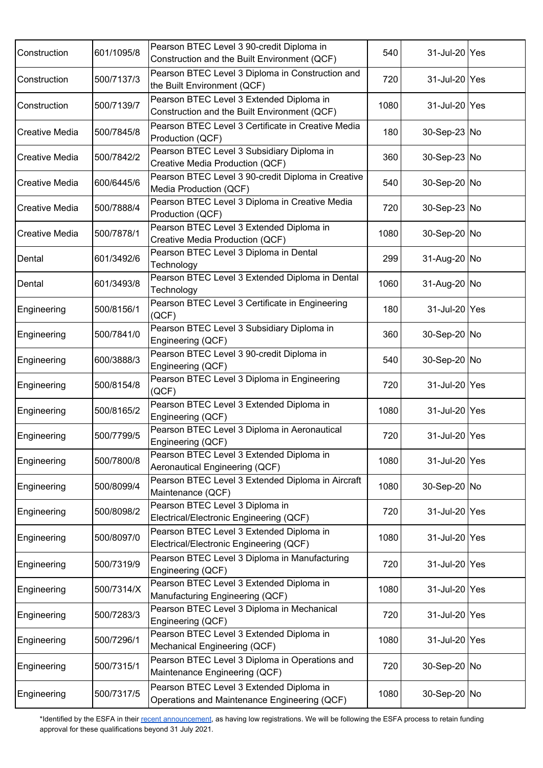| Construction | 601/1095/8 | Pearson BTEC Level 3 90-credit Diploma in Construction and the Built Environment (QCF) | 540 | 31-Jul-20 | Yes |
|---|---|---|---|---|---|
| Construction | 500/7137/3 | Pearson BTEC Level 3 Diploma in Construction and the Built Environment (QCF) | 720 | 31-Jul-20 | Yes |
| Construction | 500/7139/7 | Pearson BTEC Level 3 Extended Diploma in Construction and the Built Environment (QCF) | 1080 | 31-Jul-20 | Yes |
| Creative Media | 500/7845/8 | Pearson BTEC Level 3 Certificate in Creative Media Production (QCF) | 180 | 30-Sep-23 | No |
| Creative Media | 500/7842/2 | Pearson BTEC Level 3 Subsidiary Diploma in Creative Media Production (QCF) | 360 | 30-Sep-23 | No |
| Creative Media | 600/6445/6 | Pearson BTEC Level 3 90-credit Diploma in Creative Media Production (QCF) | 540 | 30-Sep-20 | No |
| Creative Media | 500/7888/4 | Pearson BTEC Level 3 Diploma in Creative Media Production (QCF) | 720 | 30-Sep-23 | No |
| Creative Media | 500/7878/1 | Pearson BTEC Level 3 Extended Diploma in Creative Media Production (QCF) | 1080 | 30-Sep-20 | No |
| Dental | 601/3492/6 | Pearson BTEC Level 3 Diploma in Dental Technology | 299 | 31-Aug-20 | No |
| Dental | 601/3493/8 | Pearson BTEC Level 3 Extended Diploma in Dental Technology | 1060 | 31-Aug-20 | No |
| Engineering | 500/8156/1 | Pearson BTEC Level 3 Certificate in Engineering (QCF) | 180 | 31-Jul-20 | Yes |
| Engineering | 500/7841/0 | Pearson BTEC Level 3 Subsidiary Diploma in Engineering (QCF) | 360 | 30-Sep-20 | No |
| Engineering | 600/3888/3 | Pearson BTEC Level 3 90-credit Diploma in Engineering (QCF) | 540 | 30-Sep-20 | No |
| Engineering | 500/8154/8 | Pearson BTEC Level 3 Diploma in Engineering (QCF) | 720 | 31-Jul-20 | Yes |
| Engineering | 500/8165/2 | Pearson BTEC Level 3 Extended Diploma in Engineering (QCF) | 1080 | 31-Jul-20 | Yes |
| Engineering | 500/7799/5 | Pearson BTEC Level 3 Diploma in Aeronautical Engineering (QCF) | 720 | 31-Jul-20 | Yes |
| Engineering | 500/7800/8 | Pearson BTEC Level 3 Extended Diploma in Aeronautical Engineering (QCF) | 1080 | 31-Jul-20 | Yes |
| Engineering | 500/8099/4 | Pearson BTEC Level 3 Extended Diploma in Aircraft Maintenance (QCF) | 1080 | 30-Sep-20 | No |
| Engineering | 500/8098/2 | Pearson BTEC Level 3 Diploma in Electrical/Electronic Engineering (QCF) | 720 | 31-Jul-20 | Yes |
| Engineering | 500/8097/0 | Pearson BTEC Level 3 Extended Diploma in Electrical/Electronic Engineering (QCF) | 1080 | 31-Jul-20 | Yes |
| Engineering | 500/7319/9 | Pearson BTEC Level 3 Diploma in Manufacturing Engineering (QCF) | 720 | 31-Jul-20 | Yes |
| Engineering | 500/7314/X | Pearson BTEC Level 3 Extended Diploma in Manufacturing Engineering (QCF) | 1080 | 31-Jul-20 | Yes |
| Engineering | 500/7283/3 | Pearson BTEC Level 3 Diploma in Mechanical Engineering (QCF) | 720 | 31-Jul-20 | Yes |
| Engineering | 500/7296/1 | Pearson BTEC Level 3 Extended Diploma in Mechanical Engineering (QCF) | 1080 | 31-Jul-20 | Yes |
| Engineering | 500/7315/1 | Pearson BTEC Level 3 Diploma in Operations and Maintenance Engineering (QCF) | 720 | 30-Sep-20 | No |
| Engineering | 500/7317/5 | Pearson BTEC Level 3 Extended Diploma in Operations and Maintenance Engineering (QCF) | 1080 | 30-Sep-20 | No |

*Identified by the ESFA in their recent announcement, as having low registrations. We will be following the ESFA process to retain funding approval for these qualifications beyond 31 July 2021.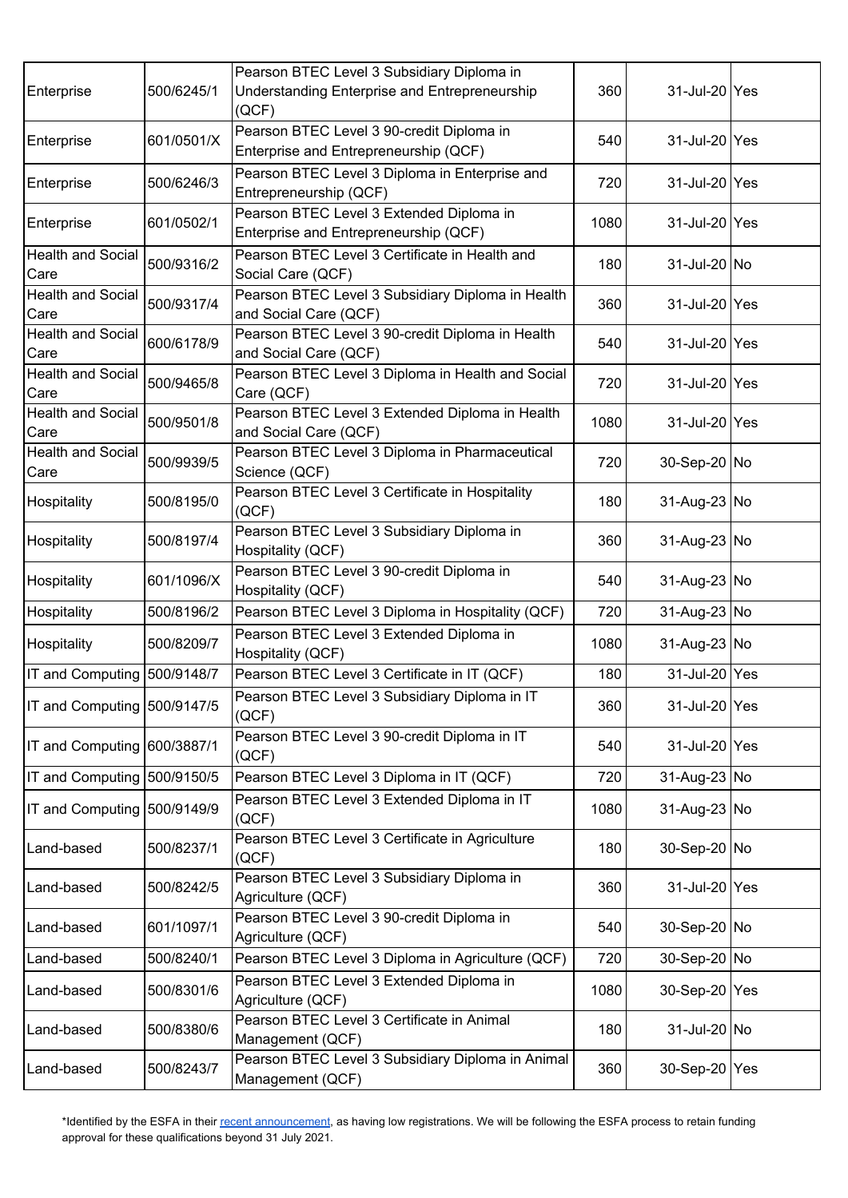| | | | | | |
|---|---|---|---|---|---|
| Enterprise | 500/6245/1 | Pearson BTEC Level 3 Subsidiary Diploma in Understanding Enterprise and Entrepreneurship (QCF) | 360 | 31-Jul-20 | Yes |
| Enterprise | 601/0501/X | Pearson BTEC Level 3 90-credit Diploma in Enterprise and Entrepreneurship (QCF) | 540 | 31-Jul-20 | Yes |
| Enterprise | 500/6246/3 | Pearson BTEC Level 3 Diploma in Enterprise and Entrepreneurship (QCF) | 720 | 31-Jul-20 | Yes |
| Enterprise | 601/0502/1 | Pearson BTEC Level 3 Extended Diploma in Enterprise and Entrepreneurship (QCF) | 1080 | 31-Jul-20 | Yes |
| Health and Social Care | 500/9316/2 | Pearson BTEC Level 3 Certificate in Health and Social Care (QCF) | 180 | 31-Jul-20 | No |
| Health and Social Care | 500/9317/4 | Pearson BTEC Level 3 Subsidiary Diploma in Health and Social Care (QCF) | 360 | 31-Jul-20 | Yes |
| Health and Social Care | 600/6178/9 | Pearson BTEC Level 3 90-credit Diploma in Health and Social Care (QCF) | 540 | 31-Jul-20 | Yes |
| Health and Social Care | 500/9465/8 | Pearson BTEC Level 3 Diploma in Health and Social Care (QCF) | 720 | 31-Jul-20 | Yes |
| Health and Social Care | 500/9501/8 | Pearson BTEC Level 3 Extended Diploma in Health and Social Care (QCF) | 1080 | 31-Jul-20 | Yes |
| Health and Social Care | 500/9939/5 | Pearson BTEC Level 3 Diploma in Pharmaceutical Science (QCF) | 720 | 30-Sep-20 | No |
| Hospitality | 500/8195/0 | Pearson BTEC Level 3 Certificate in Hospitality (QCF) | 180 | 31-Aug-23 | No |
| Hospitality | 500/8197/4 | Pearson BTEC Level 3 Subsidiary Diploma in Hospitality (QCF) | 360 | 31-Aug-23 | No |
| Hospitality | 601/1096/X | Pearson BTEC Level 3 90-credit Diploma in Hospitality (QCF) | 540 | 31-Aug-23 | No |
| Hospitality | 500/8196/2 | Pearson BTEC Level 3 Diploma in Hospitality (QCF) | 720 | 31-Aug-23 | No |
| Hospitality | 500/8209/7 | Pearson BTEC Level 3 Extended Diploma in Hospitality (QCF) | 1080 | 31-Aug-23 | No |
| IT and Computing | 500/9148/7 | Pearson BTEC Level 3 Certificate in IT (QCF) | 180 | 31-Jul-20 | Yes |
| IT and Computing | 500/9147/5 | Pearson BTEC Level 3 Subsidiary Diploma in IT (QCF) | 360 | 31-Jul-20 | Yes |
| IT and Computing | 600/3887/1 | Pearson BTEC Level 3 90-credit Diploma in IT (QCF) | 540 | 31-Jul-20 | Yes |
| IT and Computing | 500/9150/5 | Pearson BTEC Level 3 Diploma in IT (QCF) | 720 | 31-Aug-23 | No |
| IT and Computing | 500/9149/9 | Pearson BTEC Level 3 Extended Diploma in IT (QCF) | 1080 | 31-Aug-23 | No |
| Land-based | 500/8237/1 | Pearson BTEC Level 3 Certificate in Agriculture (QCF) | 180 | 30-Sep-20 | No |
| Land-based | 500/8242/5 | Pearson BTEC Level 3 Subsidiary Diploma in Agriculture (QCF) | 360 | 31-Jul-20 | Yes |
| Land-based | 601/1097/1 | Pearson BTEC Level 3 90-credit Diploma in Agriculture (QCF) | 540 | 30-Sep-20 | No |
| Land-based | 500/8240/1 | Pearson BTEC Level 3 Diploma in Agriculture (QCF) | 720 | 30-Sep-20 | No |
| Land-based | 500/8301/6 | Pearson BTEC Level 3 Extended Diploma in Agriculture (QCF) | 1080 | 30-Sep-20 | Yes |
| Land-based | 500/8380/6 | Pearson BTEC Level 3 Certificate in Animal Management (QCF) | 180 | 31-Jul-20 | No |
| Land-based | 500/8243/7 | Pearson BTEC Level 3 Subsidiary Diploma in Animal Management (QCF) | 360 | 30-Sep-20 | Yes |

*Identified by the ESFA in their recent announcement, as having low registrations. We will be following the ESFA process to retain funding approval for these qualifications beyond 31 July 2021.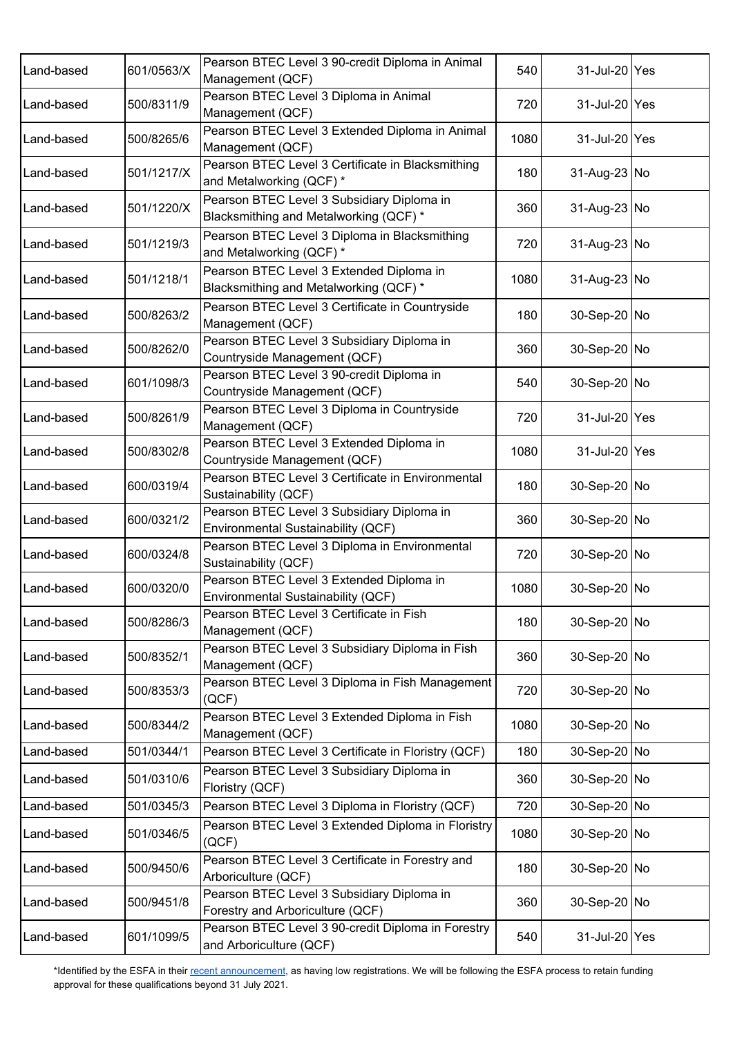| | | | | | |
|---|---|---|---|---|---|
| Land-based | 601/0563/X | Pearson BTEC Level 3 90-credit Diploma in Animal Management (QCF) | 540 | 31-Jul-20 | Yes |
| Land-based | 500/8311/9 | Pearson BTEC Level 3 Diploma in Animal Management (QCF) | 720 | 31-Jul-20 | Yes |
| Land-based | 500/8265/6 | Pearson BTEC Level 3 Extended Diploma in Animal Management (QCF) | 1080 | 31-Jul-20 | Yes |
| Land-based | 501/1217/X | Pearson BTEC Level 3 Certificate in Blacksmithing and Metalworking (QCF) * | 180 | 31-Aug-23 | No |
| Land-based | 501/1220/X | Pearson BTEC Level 3 Subsidiary Diploma in Blacksmithing and Metalworking (QCF) * | 360 | 31-Aug-23 | No |
| Land-based | 501/1219/3 | Pearson BTEC Level 3 Diploma in Blacksmithing and Metalworking (QCF) * | 720 | 31-Aug-23 | No |
| Land-based | 501/1218/1 | Pearson BTEC Level 3 Extended Diploma in Blacksmithing and Metalworking (QCF) * | 1080 | 31-Aug-23 | No |
| Land-based | 500/8263/2 | Pearson BTEC Level 3 Certificate in Countryside Management (QCF) | 180 | 30-Sep-20 | No |
| Land-based | 500/8262/0 | Pearson BTEC Level 3 Subsidiary Diploma in Countryside Management (QCF) | 360 | 30-Sep-20 | No |
| Land-based | 601/1098/3 | Pearson BTEC Level 3 90-credit Diploma in Countryside Management (QCF) | 540 | 30-Sep-20 | No |
| Land-based | 500/8261/9 | Pearson BTEC Level 3 Diploma in Countryside Management (QCF) | 720 | 31-Jul-20 | Yes |
| Land-based | 500/8302/8 | Pearson BTEC Level 3 Extended Diploma in Countryside Management (QCF) | 1080 | 31-Jul-20 | Yes |
| Land-based | 600/0319/4 | Pearson BTEC Level 3 Certificate in Environmental Sustainability (QCF) | 180 | 30-Sep-20 | No |
| Land-based | 600/0321/2 | Pearson BTEC Level 3 Subsidiary Diploma in Environmental Sustainability (QCF) | 360 | 30-Sep-20 | No |
| Land-based | 600/0324/8 | Pearson BTEC Level 3 Diploma in Environmental Sustainability (QCF) | 720 | 30-Sep-20 | No |
| Land-based | 600/0320/0 | Pearson BTEC Level 3 Extended Diploma in Environmental Sustainability (QCF) | 1080 | 30-Sep-20 | No |
| Land-based | 500/8286/3 | Pearson BTEC Level 3 Certificate in Fish Management (QCF) | 180 | 30-Sep-20 | No |
| Land-based | 500/8352/1 | Pearson BTEC Level 3 Subsidiary Diploma in Fish Management (QCF) | 360 | 30-Sep-20 | No |
| Land-based | 500/8353/3 | Pearson BTEC Level 3 Diploma in Fish Management (QCF) | 720 | 30-Sep-20 | No |
| Land-based | 500/8344/2 | Pearson BTEC Level 3 Extended Diploma in Fish Management (QCF) | 1080 | 30-Sep-20 | No |
| Land-based | 501/0344/1 | Pearson BTEC Level 3 Certificate in Floristry (QCF) | 180 | 30-Sep-20 | No |
| Land-based | 501/0310/6 | Pearson BTEC Level 3 Subsidiary Diploma in Floristry (QCF) | 360 | 30-Sep-20 | No |
| Land-based | 501/0345/3 | Pearson BTEC Level 3 Diploma in Floristry (QCF) | 720 | 30-Sep-20 | No |
| Land-based | 501/0346/5 | Pearson BTEC Level 3 Extended Diploma in Floristry (QCF) | 1080 | 30-Sep-20 | No |
| Land-based | 500/9450/6 | Pearson BTEC Level 3 Certificate in Forestry and Arboriculture (QCF) | 180 | 30-Sep-20 | No |
| Land-based | 500/9451/8 | Pearson BTEC Level 3 Subsidiary Diploma in Forestry and Arboriculture (QCF) | 360 | 30-Sep-20 | No |
| Land-based | 601/1099/5 | Pearson BTEC Level 3 90-credit Diploma in Forestry and Arboriculture (QCF) | 540 | 31-Jul-20 | Yes |

*Identified by the ESFA in their recent announcement, as having low registrations. We will be following the ESFA process to retain funding approval for these qualifications beyond 31 July 2021.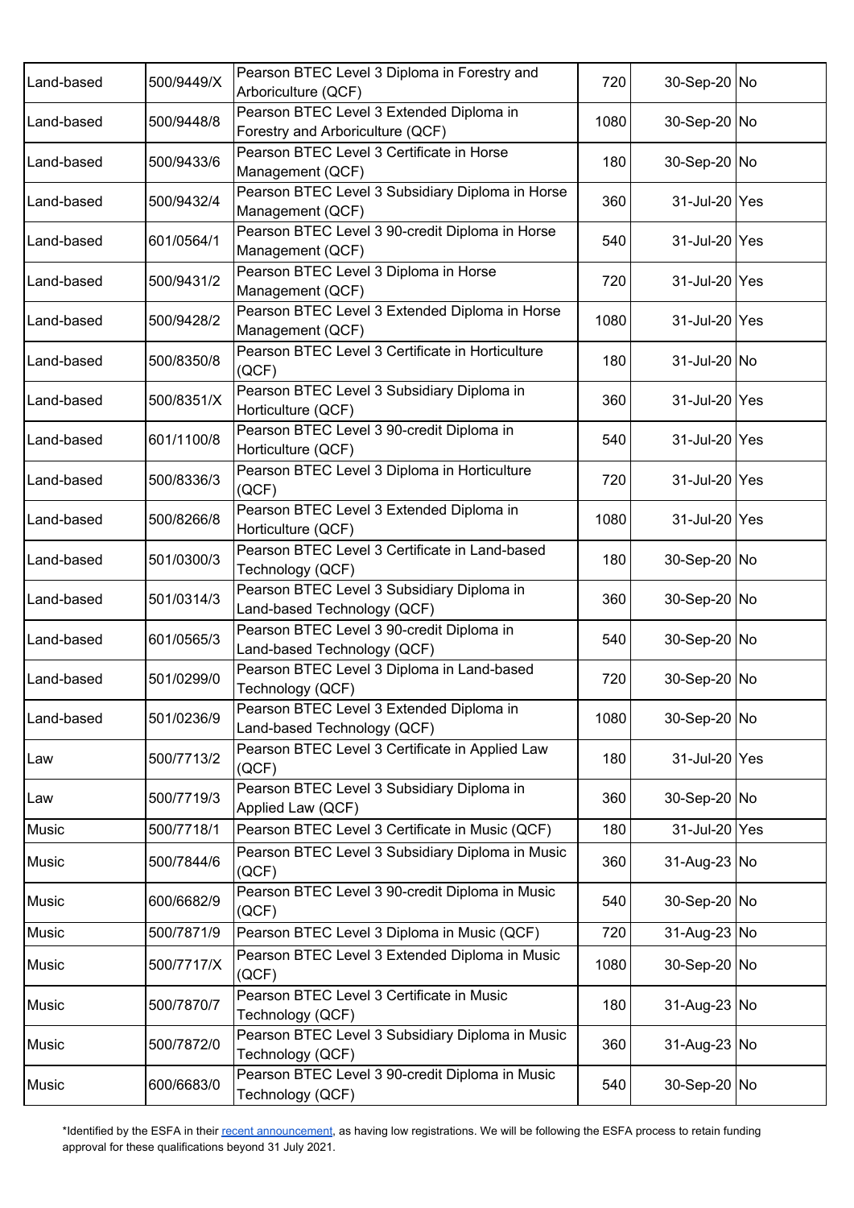| | | | | | |
|---|---|---|---|---|---|
| Land-based | 500/9449/X | Pearson BTEC Level 3 Diploma in Forestry and Arboriculture (QCF) | 720 | 30-Sep-20 | No |
| Land-based | 500/9448/8 | Pearson BTEC Level 3 Extended Diploma in Forestry and Arboriculture (QCF) | 1080 | 30-Sep-20 | No |
| Land-based | 500/9433/6 | Pearson BTEC Level 3 Certificate in Horse Management (QCF) | 180 | 30-Sep-20 | No |
| Land-based | 500/9432/4 | Pearson BTEC Level 3 Subsidiary Diploma in Horse Management (QCF) | 360 | 31-Jul-20 | Yes |
| Land-based | 601/0564/1 | Pearson BTEC Level 3 90-credit Diploma in Horse Management (QCF) | 540 | 31-Jul-20 | Yes |
| Land-based | 500/9431/2 | Pearson BTEC Level 3 Diploma in Horse Management (QCF) | 720 | 31-Jul-20 | Yes |
| Land-based | 500/9428/2 | Pearson BTEC Level 3 Extended Diploma in Horse Management (QCF) | 1080 | 31-Jul-20 | Yes |
| Land-based | 500/8350/8 | Pearson BTEC Level 3 Certificate in Horticulture (QCF) | 180 | 31-Jul-20 | No |
| Land-based | 500/8351/X | Pearson BTEC Level 3 Subsidiary Diploma in Horticulture (QCF) | 360 | 31-Jul-20 | Yes |
| Land-based | 601/1100/8 | Pearson BTEC Level 3 90-credit Diploma in Horticulture (QCF) | 540 | 31-Jul-20 | Yes |
| Land-based | 500/8336/3 | Pearson BTEC Level 3 Diploma in Horticulture (QCF) | 720 | 31-Jul-20 | Yes |
| Land-based | 500/8266/8 | Pearson BTEC Level 3 Extended Diploma in Horticulture (QCF) | 1080 | 31-Jul-20 | Yes |
| Land-based | 501/0300/3 | Pearson BTEC Level 3 Certificate in Land-based Technology (QCF) | 180 | 30-Sep-20 | No |
| Land-based | 501/0314/3 | Pearson BTEC Level 3 Subsidiary Diploma in Land-based Technology (QCF) | 360 | 30-Sep-20 | No |
| Land-based | 601/0565/3 | Pearson BTEC Level 3 90-credit Diploma in Land-based Technology (QCF) | 540 | 30-Sep-20 | No |
| Land-based | 501/0299/0 | Pearson BTEC Level 3 Diploma in Land-based Technology (QCF) | 720 | 30-Sep-20 | No |
| Land-based | 501/0236/9 | Pearson BTEC Level 3 Extended Diploma in Land-based Technology (QCF) | 1080 | 30-Sep-20 | No |
| Law | 500/7713/2 | Pearson BTEC Level 3 Certificate in Applied Law (QCF) | 180 | 31-Jul-20 | Yes |
| Law | 500/7719/3 | Pearson BTEC Level 3 Subsidiary Diploma in Applied Law (QCF) | 360 | 30-Sep-20 | No |
| Music | 500/7718/1 | Pearson BTEC Level 3 Certificate in Music (QCF) | 180 | 31-Jul-20 | Yes |
| Music | 500/7844/6 | Pearson BTEC Level 3 Subsidiary Diploma in Music (QCF) | 360 | 31-Aug-23 | No |
| Music | 600/6682/9 | Pearson BTEC Level 3 90-credit Diploma in Music (QCF) | 540 | 30-Sep-20 | No |
| Music | 500/7871/9 | Pearson BTEC Level 3 Diploma in Music (QCF) | 720 | 31-Aug-23 | No |
| Music | 500/7717/X | Pearson BTEC Level 3 Extended Diploma in Music (QCF) | 1080 | 30-Sep-20 | No |
| Music | 500/7870/7 | Pearson BTEC Level 3 Certificate in Music Technology (QCF) | 180 | 31-Aug-23 | No |
| Music | 500/7872/0 | Pearson BTEC Level 3 Subsidiary Diploma in Music Technology (QCF) | 360 | 31-Aug-23 | No |
| Music | 600/6683/0 | Pearson BTEC Level 3 90-credit Diploma in Music Technology (QCF) | 540 | 30-Sep-20 | No |

*Identified by the ESFA in their recent announcement, as having low registrations. We will be following the ESFA process to retain funding approval for these qualifications beyond 31 July 2021.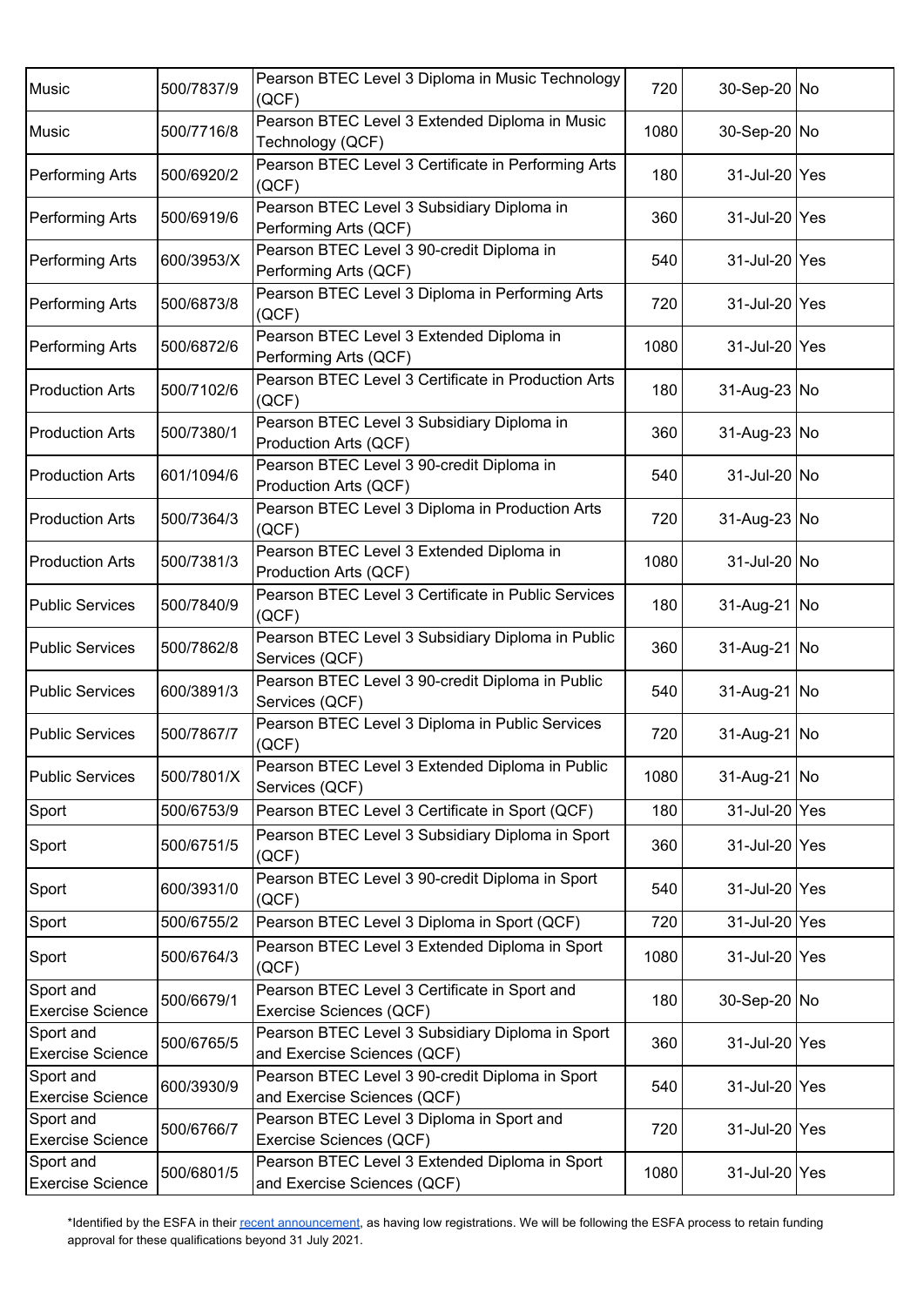| | | | | | |
|---|---|---|---|---|---|
| Music | 500/7837/9 | Pearson BTEC Level 3 Diploma in Music Technology (QCF) | 720 | 30-Sep-20 | No |
| Music | 500/7716/8 | Pearson BTEC Level 3 Extended Diploma in Music Technology (QCF) | 1080 | 30-Sep-20 | No |
| Performing Arts | 500/6920/2 | Pearson BTEC Level 3 Certificate in Performing Arts (QCF) | 180 | 31-Jul-20 | Yes |
| Performing Arts | 500/6919/6 | Pearson BTEC Level 3 Subsidiary Diploma in Performing Arts (QCF) | 360 | 31-Jul-20 | Yes |
| Performing Arts | 600/3953/X | Pearson BTEC Level 3 90-credit Diploma in Performing Arts (QCF) | 540 | 31-Jul-20 | Yes |
| Performing Arts | 500/6873/8 | Pearson BTEC Level 3 Diploma in Performing Arts (QCF) | 720 | 31-Jul-20 | Yes |
| Performing Arts | 500/6872/6 | Pearson BTEC Level 3 Extended Diploma in Performing Arts (QCF) | 1080 | 31-Jul-20 | Yes |
| Production Arts | 500/7102/6 | Pearson BTEC Level 3 Certificate in Production Arts (QCF) | 180 | 31-Aug-23 | No |
| Production Arts | 500/7380/1 | Pearson BTEC Level 3 Subsidiary Diploma in Production Arts (QCF) | 360 | 31-Aug-23 | No |
| Production Arts | 601/1094/6 | Pearson BTEC Level 3 90-credit Diploma in Production Arts (QCF) | 540 | 31-Jul-20 | No |
| Production Arts | 500/7364/3 | Pearson BTEC Level 3 Diploma in Production Arts (QCF) | 720 | 31-Aug-23 | No |
| Production Arts | 500/7381/3 | Pearson BTEC Level 3 Extended Diploma in Production Arts (QCF) | 1080 | 31-Jul-20 | No |
| Public Services | 500/7840/9 | Pearson BTEC Level 3 Certificate in Public Services (QCF) | 180 | 31-Aug-21 | No |
| Public Services | 500/7862/8 | Pearson BTEC Level 3 Subsidiary Diploma in Public Services (QCF) | 360 | 31-Aug-21 | No |
| Public Services | 600/3891/3 | Pearson BTEC Level 3 90-credit Diploma in Public Services (QCF) | 540 | 31-Aug-21 | No |
| Public Services | 500/7867/7 | Pearson BTEC Level 3 Diploma in Public Services (QCF) | 720 | 31-Aug-21 | No |
| Public Services | 500/7801/X | Pearson BTEC Level 3 Extended Diploma in Public Services (QCF) | 1080 | 31-Aug-21 | No |
| Sport | 500/6753/9 | Pearson BTEC Level 3 Certificate in Sport (QCF) | 180 | 31-Jul-20 | Yes |
| Sport | 500/6751/5 | Pearson BTEC Level 3 Subsidiary Diploma in Sport (QCF) | 360 | 31-Jul-20 | Yes |
| Sport | 600/3931/0 | Pearson BTEC Level 3 90-credit Diploma in Sport (QCF) | 540 | 31-Jul-20 | Yes |
| Sport | 500/6755/2 | Pearson BTEC Level 3 Diploma in Sport (QCF) | 720 | 31-Jul-20 | Yes |
| Sport | 500/6764/3 | Pearson BTEC Level 3 Extended Diploma in Sport (QCF) | 1080 | 31-Jul-20 | Yes |
| Sport and Exercise Science | 500/6679/1 | Pearson BTEC Level 3 Certificate in Sport and Exercise Sciences (QCF) | 180 | 30-Sep-20 | No |
| Sport and Exercise Science | 500/6765/5 | Pearson BTEC Level 3 Subsidiary Diploma in Sport and Exercise Sciences (QCF) | 360 | 31-Jul-20 | Yes |
| Sport and Exercise Science | 600/3930/9 | Pearson BTEC Level 3 90-credit Diploma in Sport and Exercise Sciences (QCF) | 540 | 31-Jul-20 | Yes |
| Sport and Exercise Science | 500/6766/7 | Pearson BTEC Level 3 Diploma in Sport and Exercise Sciences (QCF) | 720 | 31-Jul-20 | Yes |
| Sport and Exercise Science | 500/6801/5 | Pearson BTEC Level 3 Extended Diploma in Sport and Exercise Sciences (QCF) | 1080 | 31-Jul-20 | Yes |

*Identified by the ESFA in their recent announcement, as having low registrations. We will be following the ESFA process to retain funding approval for these qualifications beyond 31 July 2021.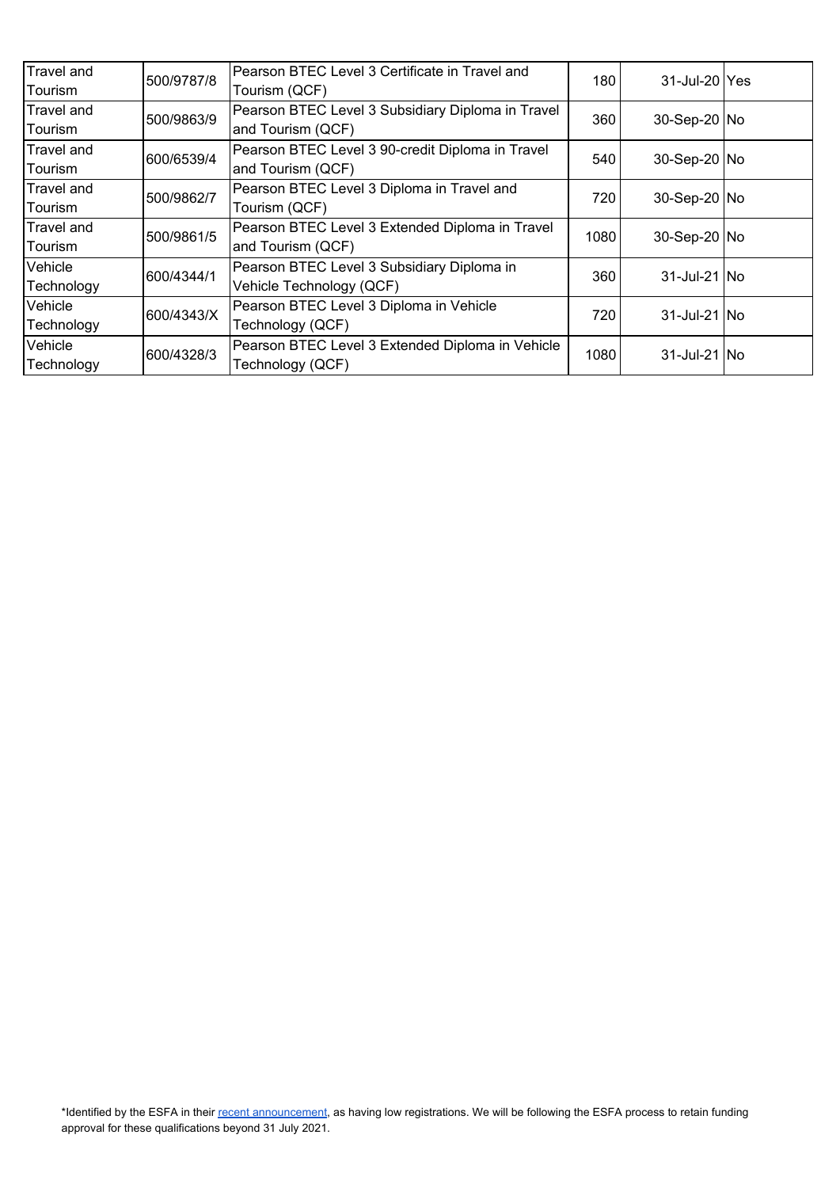| | | | | | |
|---|---|---|---|---|---|
| Travel and Tourism | 500/9787/8 | Pearson BTEC Level 3 Certificate in Travel and Tourism (QCF) | 180 | 31-Jul-20 | Yes |
| Travel and Tourism | 500/9863/9 | Pearson BTEC Level 3 Subsidiary Diploma in Travel and Tourism (QCF) | 360 | 30-Sep-20 | No |
| Travel and Tourism | 600/6539/4 | Pearson BTEC Level 3 90-credit Diploma in Travel and Tourism (QCF) | 540 | 30-Sep-20 | No |
| Travel and Tourism | 500/9862/7 | Pearson BTEC Level 3 Diploma in Travel and Tourism (QCF) | 720 | 30-Sep-20 | No |
| Travel and Tourism | 500/9861/5 | Pearson BTEC Level 3 Extended Diploma in Travel and Tourism (QCF) | 1080 | 30-Sep-20 | No |
| Vehicle Technology | 600/4344/1 | Pearson BTEC Level 3 Subsidiary Diploma in Vehicle Technology (QCF) | 360 | 31-Jul-21 | No |
| Vehicle Technology | 600/4343/X | Pearson BTEC Level 3 Diploma in Vehicle Technology (QCF) | 720 | 31-Jul-21 | No |
| Vehicle Technology | 600/4328/3 | Pearson BTEC Level 3 Extended Diploma in Vehicle Technology (QCF) | 1080 | 31-Jul-21 | No |

*Identified by the ESFA in their recent announcement, as having low registrations. We will be following the ESFA process to retain funding approval for these qualifications beyond 31 July 2021.